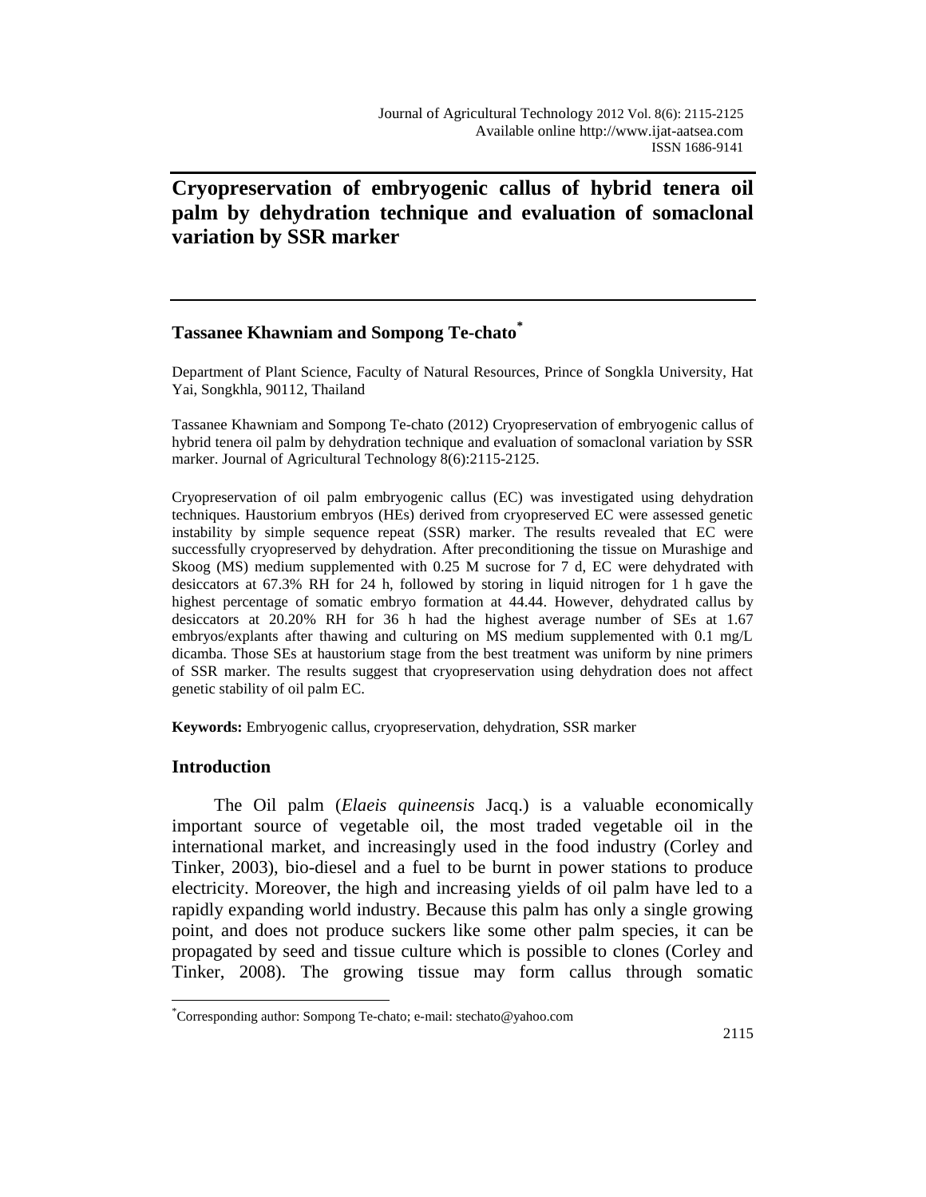# Cryopreservation of embryogenic callus of hybrid tenera oil palm by dehydration technique and evaluation of somaclonal variation by SSR marker

**Tassanee Khawniam and Sompong Te-chato***

Department of Plant Science, Faculty of Natural Resources, Prince of Songkla University, Hat Yai, Songkhla, 90112, Thailand

Tassanee Khawniam and Sompong Te-chato (2012) Cryopreservation of embryogenic callus of hybrid tenera oil palm by dehydration technique and evaluation of somaclonal variation by SSR marker. Journal of Agricultural Technology 8(6):2115-2125.

Cryopreservation of oil palm embryogenic callus (EC) was investigated using dehydration techniques. Haustorium embryos (HEs) derived from cryopreserved EC were assessed genetic instability by simple sequence repeat (SSR) marker. The results revealed that EC were successfully cryopreserved by dehydration. After preconditioning the tissue on Murashige and Skoog (MS) medium supplemented with 0.25 M sucrose for 7 d, EC were dehydrated with desiccators at 67.3% RH for 24 h, followed by storing in liquid nitrogen for 1 h gave the highest percentage of somatic embryo formation at 44.44. However, dehydrated callus by desiccators at 20.20% RH for 36 h had the highest average number of SEs at 1.67 embryos/explants after thawing and culturing on MS medium supplemented with 0.1 mg/L dicamba. Those SEs at haustorium stage from the best treatment was uniform by nine primers of SSR marker. The results suggest that cryopreservation using dehydration does not affect genetic stability of oil palm EC.

**Keywords:** Embryogenic callus, cryopreservation, dehydration, SSR marker

## Introduction

The Oil palm (*Elaeis quineensis* Jacq.) is a valuable economically important source of vegetable oil, the most traded vegetable oil in the international market, and increasingly used in the food industry (Corley and Tinker, 2003), bio-diesel and a fuel to be burnt in power stations to produce electricity. Moreover, the high and increasing yields of oil palm have led to a rapidly expanding world industry. Because this palm has only a single growing point, and does not produce suckers like some other palm species, it can be propagated by seed and tissue culture which is possible to clones (Corley and Tinker, 2008). The growing tissue may form callus through somatic

*Corresponding author: Sompong Te-chato; e-mail: stechato@yahoo.com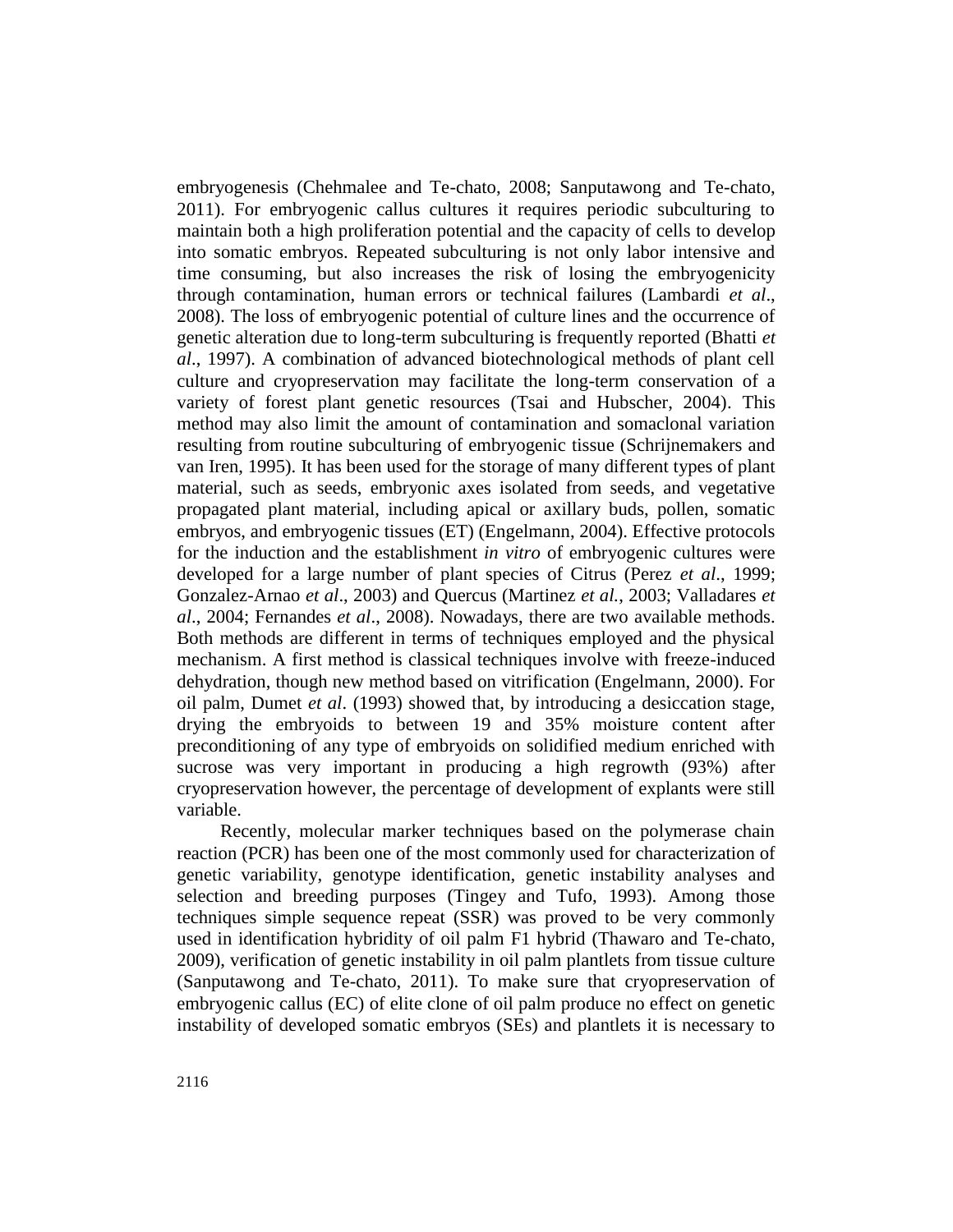embryogenesis (Chehmalee and Te-chato, 2008; Sanputawong and Te-chato, 2011). For embryogenic callus cultures it requires periodic subculturing to maintain both a high proliferation potential and the capacity of cells to develop into somatic embryos. Repeated subculturing is not only labor intensive and time consuming, but also increases the risk of losing the embryogenicity through contamination, human errors or technical failures (Lambardi *et al*., 2008). The loss of embryogenic potential of culture lines and the occurrence of genetic alteration due to long-term subculturing is frequently reported (Bhatti *et al*., 1997). A combination of advanced biotechnological methods of plant cell culture and cryopreservation may facilitate the long-term conservation of a variety of forest plant genetic resources (Tsai and Hubscher, 2004). This method may also limit the amount of contamination and somaclonal variation resulting from routine subculturing of embryogenic tissue (Schrijnemakers and van Iren, 1995). It has been used for the storage of many different types of plant material, such as seeds, embryonic axes isolated from seeds, and vegetative propagated plant material, including apical or axillary buds, pollen, somatic embryos, and embryogenic tissues (ET) (Engelmann, 2004). Effective protocols for the induction and the establishment *in vitro* of embryogenic cultures were developed for a large number of plant species of Citrus (Perez *et al*., 1999; Gonzalez-Arnao *et al*., 2003) and Quercus (Martinez *et al.*, 2003; Valladares *et al*., 2004; Fernandes *et al*., 2008). Nowadays, there are two available methods. Both methods are different in terms of techniques employed and the physical mechanism. A first method is classical techniques involve with freeze-induced dehydration, though new method based on vitrification (Engelmann, 2000). For oil palm, Dumet *et al*. (1993) showed that, by introducing a desiccation stage, drying the embryoids to between 19 and 35% moisture content after preconditioning of any type of embryoids on solidified medium enriched with sucrose was very important in producing a high regrowth (93%) after cryopreservation however, the percentage of development of explants were still variable.

Recently, molecular marker techniques based on the polymerase chain reaction (PCR) has been one of the most commonly used for characterization of genetic variability, genotype identification, genetic instability analyses and selection and breeding purposes (Tingey and Tufo, 1993). Among those techniques simple sequence repeat (SSR) was proved to be very commonly used in identification hybridity of oil palm F1 hybrid (Thawaro and Te-chato, 2009), verification of genetic instability in oil palm plantlets from tissue culture (Sanputawong and Te-chato, 2011). To make sure that cryopreservation of embryogenic callus (EC) of elite clone of oil palm produce no effect on genetic instability of developed somatic embryos (SEs) and plantlets it is necessary to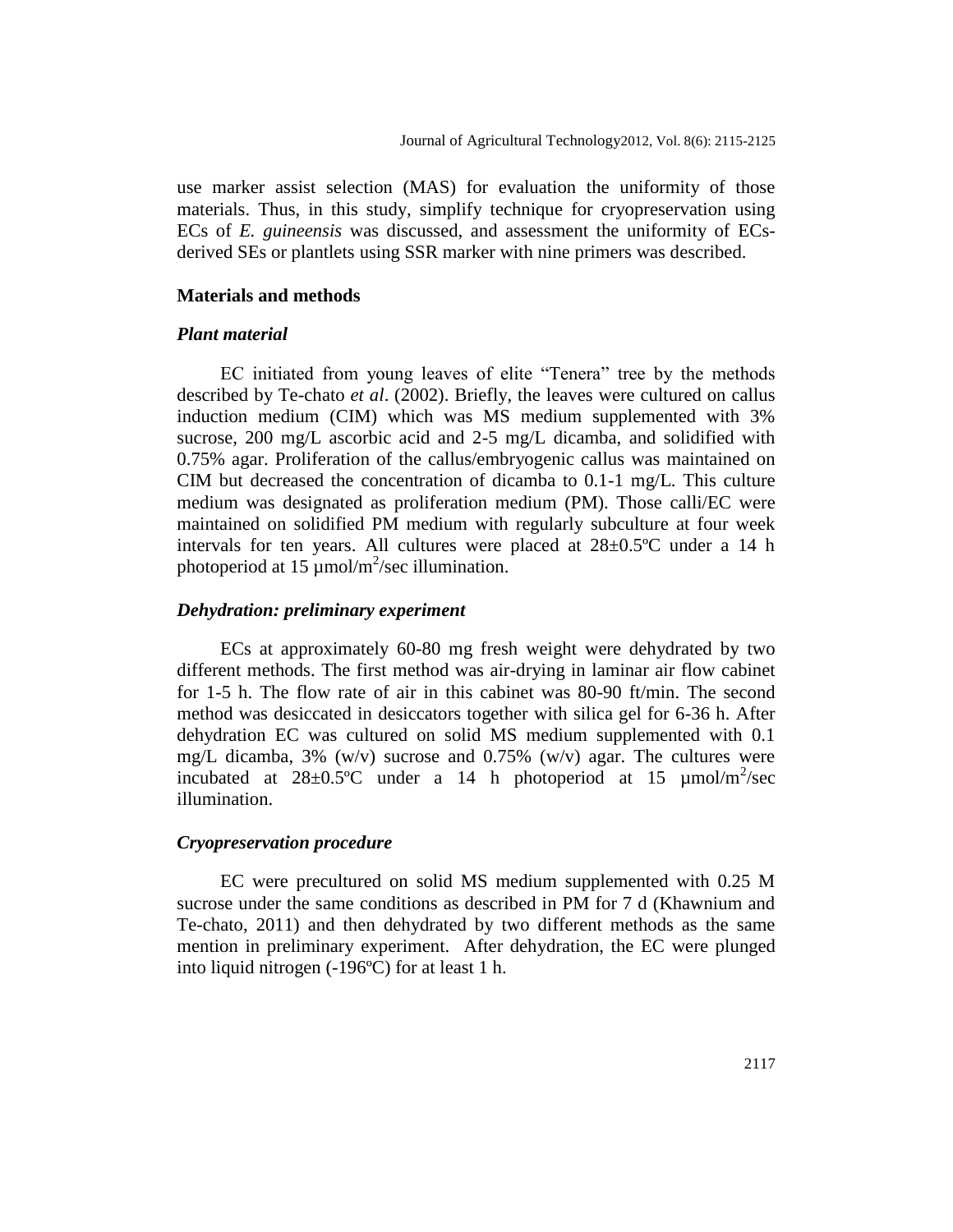use marker assist selection (MAS) for evaluation the uniformity of those materials. Thus, in this study, simplify technique for cryopreservation using ECs of *E. guineensis* was discussed, and assessment the uniformity of ECs-derived SEs or plantlets using SSR marker with nine primers was described.

## Materials and methods

### *Plant material*

EC initiated from young leaves of elite "Tenera" tree by the methods described by Te-chato *et al*. (2002). Briefly, the leaves were cultured on callus induction medium (CIM) which was MS medium supplemented with 3% sucrose, 200 mg/L ascorbic acid and 2-5 mg/L dicamba, and solidified with 0.75% agar. Proliferation of the callus/embryogenic callus was maintained on CIM but decreased the concentration of dicamba to 0.1-1 mg/L. This culture medium was designated as proliferation medium (PM). Those calli/EC were maintained on solidified PM medium with regularly subculture at four week intervals for ten years. All cultures were placed at 28±0.5ºC under a 14 h photoperiod at 15 µmol/m$^2$/sec illumination.

### *Dehydration: preliminary experiment*

ECs at approximately 60-80 mg fresh weight were dehydrated by two different methods. The first method was air-drying in laminar air flow cabinet for 1-5 h. The flow rate of air in this cabinet was 80-90 ft/min. The second method was desiccated in desiccators together with silica gel for 6-36 h. After dehydration EC was cultured on solid MS medium supplemented with 0.1 mg/L dicamba, 3% (w/v) sucrose and 0.75% (w/v) agar. The cultures were incubated at 28±0.5ºC under a 14 h photoperiod at 15 µmol/m$^2$/sec illumination.

### *Cryopreservation procedure*

EC were precultured on solid MS medium supplemented with 0.25 M sucrose under the same conditions as described in PM for 7 d (Khawnium and Te-chato, 2011) and then dehydrated by two different methods as the same mention in preliminary experiment. After dehydration, the EC were plunged into liquid nitrogen (-196ºC) for at least 1 h.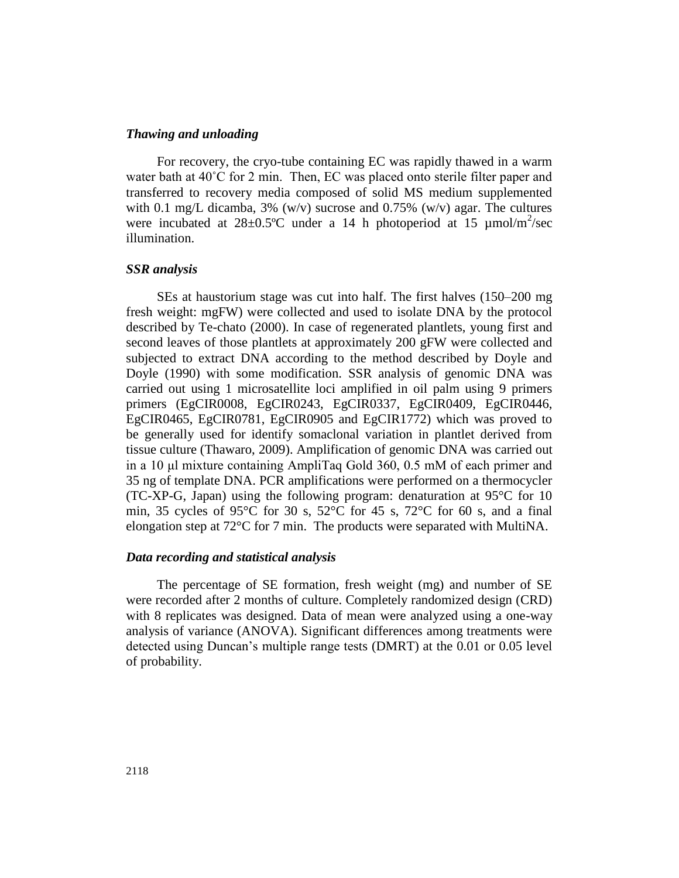### *Thawing and unloading*

For recovery, the cryo-tube containing EC was rapidly thawed in a warm water bath at 40˚C for 2 min. Then, EC was placed onto sterile filter paper and transferred to recovery media composed of solid MS medium supplemented with 0.1 mg/L dicamba, 3% (w/v) sucrose and 0.75% (w/v) agar. The cultures were incubated at 28±0.5ºC under a 14 h photoperiod at 15 µmol/m$^2$/sec illumination.

### *SSR analysis*

SEs at haustorium stage was cut into half. The first halves (150–200 mg fresh weight: mgFW) were collected and used to isolate DNA by the protocol described by Te-chato (2000). In case of regenerated plantlets, young first and second leaves of those plantlets at approximately 200 gFW were collected and subjected to extract DNA according to the method described by Doyle and Doyle (1990) with some modification. SSR analysis of genomic DNA was carried out using 1 microsatellite loci amplified in oil palm using 9 primers primers (EgCIR0008, EgCIR0243, EgCIR0337, EgCIR0409, EgCIR0446, EgCIR0465, EgCIR0781, EgCIR0905 and EgCIR1772) which was proved to be generally used for identify somaclonal variation in plantlet derived from tissue culture (Thawaro, 2009). Amplification of genomic DNA was carried out in a 10 μl mixture containing AmpliTaq Gold 360, 0.5 mM of each primer and 35 ng of template DNA. PCR amplifications were performed on a thermocycler (TC-XP-G, Japan) using the following program: denaturation at 95°C for 10 min, 35 cycles of 95°C for 30 s, 52°C for 45 s, 72°C for 60 s, and a final elongation step at 72°C for 7 min. The products were separated with MultiNA.

### *Data recording and statistical analysis*

The percentage of SE formation, fresh weight (mg) and number of SE were recorded after 2 months of culture. Completely randomized design (CRD) with 8 replicates was designed. Data of mean were analyzed using a one-way analysis of variance (ANOVA). Significant differences among treatments were detected using Duncan's multiple range tests (DMRT) at the 0.01 or 0.05 level of probability.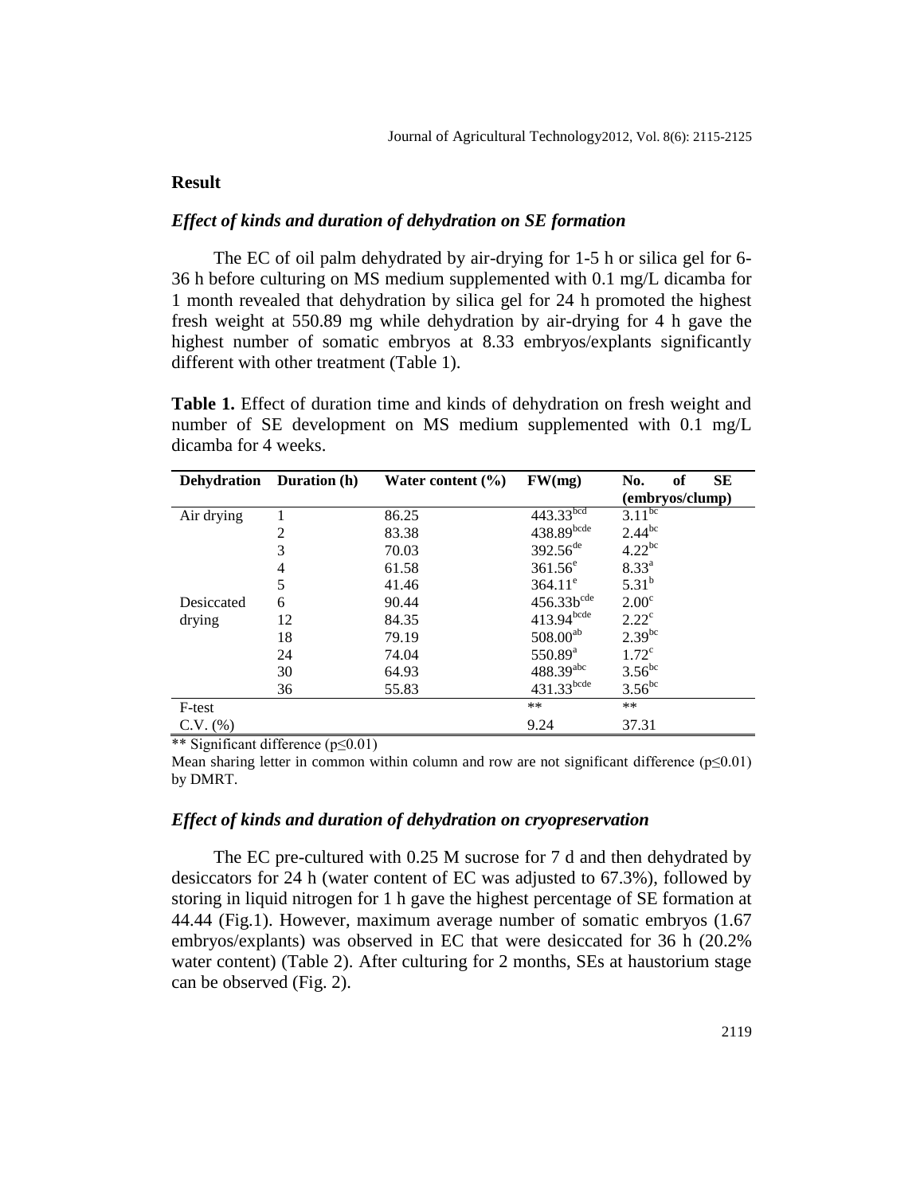## Result

### *Effect of kinds and duration of dehydration on SE formation*

The EC of oil palm dehydrated by air-drying for 1-5 h or silica gel for 6-36 h before culturing on MS medium supplemented with 0.1 mg/L dicamba for 1 month revealed that dehydration by silica gel for 24 h promoted the highest fresh weight at 550.89 mg while dehydration by air-drying for 4 h gave the highest number of somatic embryos at 8.33 embryos/explants significantly different with other treatment (Table 1).

**Table 1.** Effect of duration time and kinds of dehydration on fresh weight and number of SE development on MS medium supplemented with 0.1 mg/L dicamba for 4 weeks.

| Dehydration | Duration (h) | Water content (%) | FW(mg) | No. of SE (embryos/clump) |
|---|---|---|---|---|
| Air drying | 1 | 86.25 | $443.33^{bcd}$ | $3.11^{bc}$ |
| | 2 | 83.38 | $438.89^{bcde}$ | $2.44^{bc}$ |
| | 3 | 70.03 | $392.56^{de}$ | $4.22^{bc}$ |
| | 4 | 61.58 | $361.56^{e}$ | $8.33^{a}$ |
| | 5 | 41.46 | $364.11^{e}$ | $5.31^{b}$ |
| Desiccated drying | 6 | 90.44 | $456.33b^{cde}$ | $2.00^{c}$ |
| | 12 | 84.35 | $413.94^{bcde}$ | $2.22^{c}$ |
| | 18 | 79.19 | $508.00^{ab}$ | $2.39^{bc}$ |
| | 24 | 74.04 | $550.89^{a}$ | $1.72^{c}$ |
| | 30 | 64.93 | $488.39^{abc}$ | $3.56^{bc}$ |
| | 36 | 55.83 | $431.33^{bcde}$ | $3.56^{bc}$ |
| F-test | | | ** | ** |
| C.V. (%) | | | 9.24 | 37.31 |

** Significant difference ($p \leq 0.01$)

Mean sharing letter in common within column and row are not significant difference ($p \leq 0.01$) by DMRT.

### *Effect of kinds and duration of dehydration on cryopreservation*

The EC pre-cultured with 0.25 M sucrose for 7 d and then dehydrated by desiccators for 24 h (water content of EC was adjusted to 67.3%), followed by storing in liquid nitrogen for 1 h gave the highest percentage of SE formation at 44.44 (Fig.1). However, maximum average number of somatic embryos (1.67 embryos/explants) was observed in EC that were desiccated for 36 h (20.2% water content) (Table 2). After culturing for 2 months, SEs at haustorium stage can be observed (Fig. 2).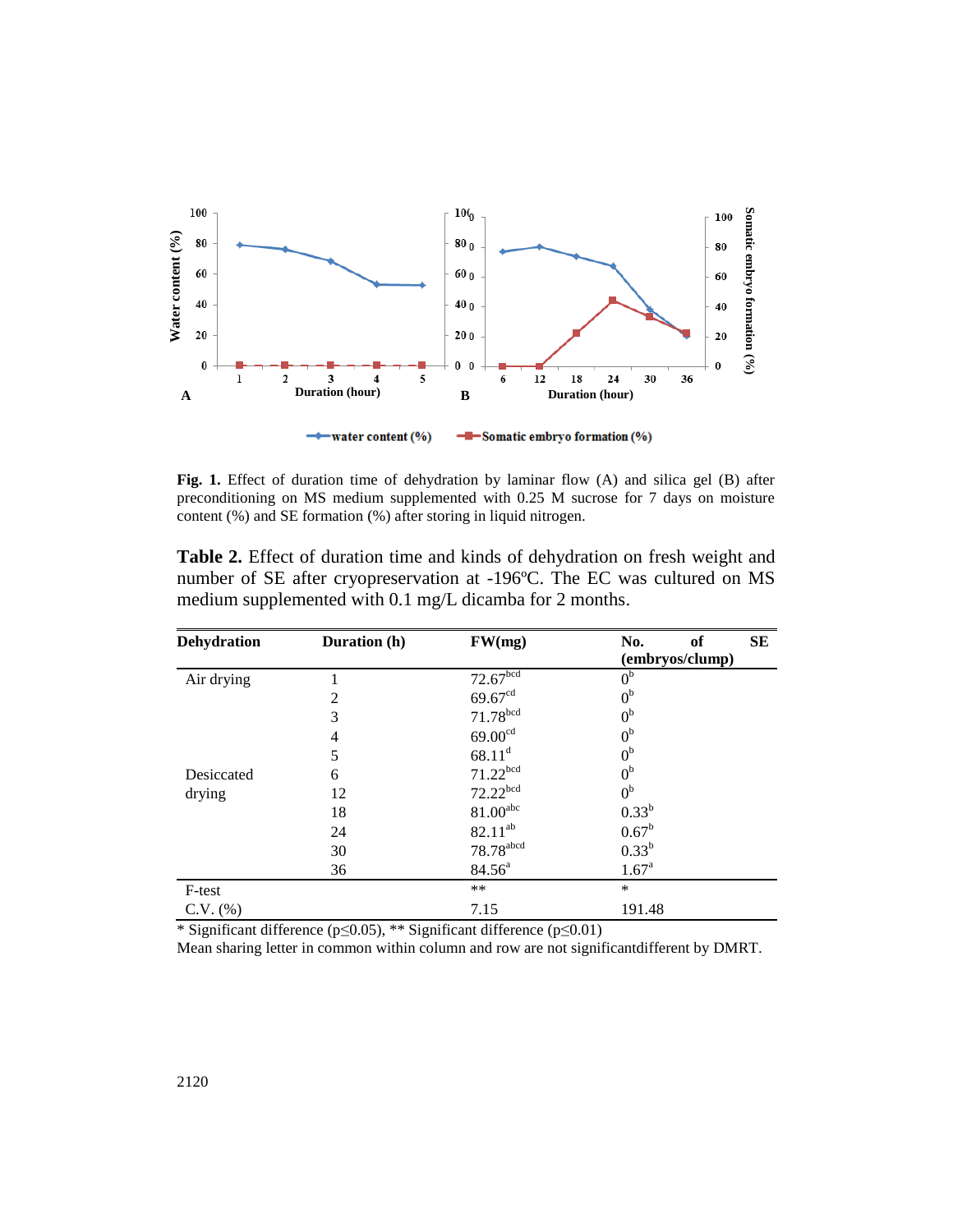**Fig. 1.** Effect of duration time of dehydration by laminar flow (A) and silica gel (B) after preconditioning on MS medium supplemented with 0.25 M sucrose for 7 days on moisture content (%) and SE formation (%) after storing in liquid nitrogen.

**Table 2.** Effect of duration time and kinds of dehydration on fresh weight and number of SE after cryopreservation at -196ºC. The EC was cultured on MS medium supplemented with 0.1 mg/L dicamba for 2 months.

| Dehydration | Duration (h) | FW(mg) | No. of SE (embryos/clump) |
|---|---|---|---|
| Air drying | 1 | $72.67^{bcd}$ | $0^{b}$ |
| | 2 | $69.67^{cd}$ | $0^{b}$ |
| | 3 | $71.78^{bcd}$ | $0^{b}$ |
| | 4 | $69.00^{cd}$ | $0^{b}$ |
| | 5 | $68.11^{d}$ | $0^{b}$ |
| Desiccated drying | 6 | $71.22^{bcd}$ | $0^{b}$ |
| | 12 | $72.22^{bcd}$ | $0^{b}$ |
| | 18 | $81.00^{abc}$ | $0.33^{b}$ |
| | 24 | $82.11^{ab}$ | $0.67^{b}$ |
| | 30 | $78.78^{abcd}$ | $0.33^{b}$ |
| | 36 | $84.56^{a}$ | $1.67^{a}$ |
| F-test | | ** | * |
| C.V. (%) | | 7.15 | 191.48 |

* Significant difference ($p \leq 0.05$), ** Significant difference ($p \leq 0.01$)

Mean sharing letter in common within column and row are not significantdifferent by DMRT.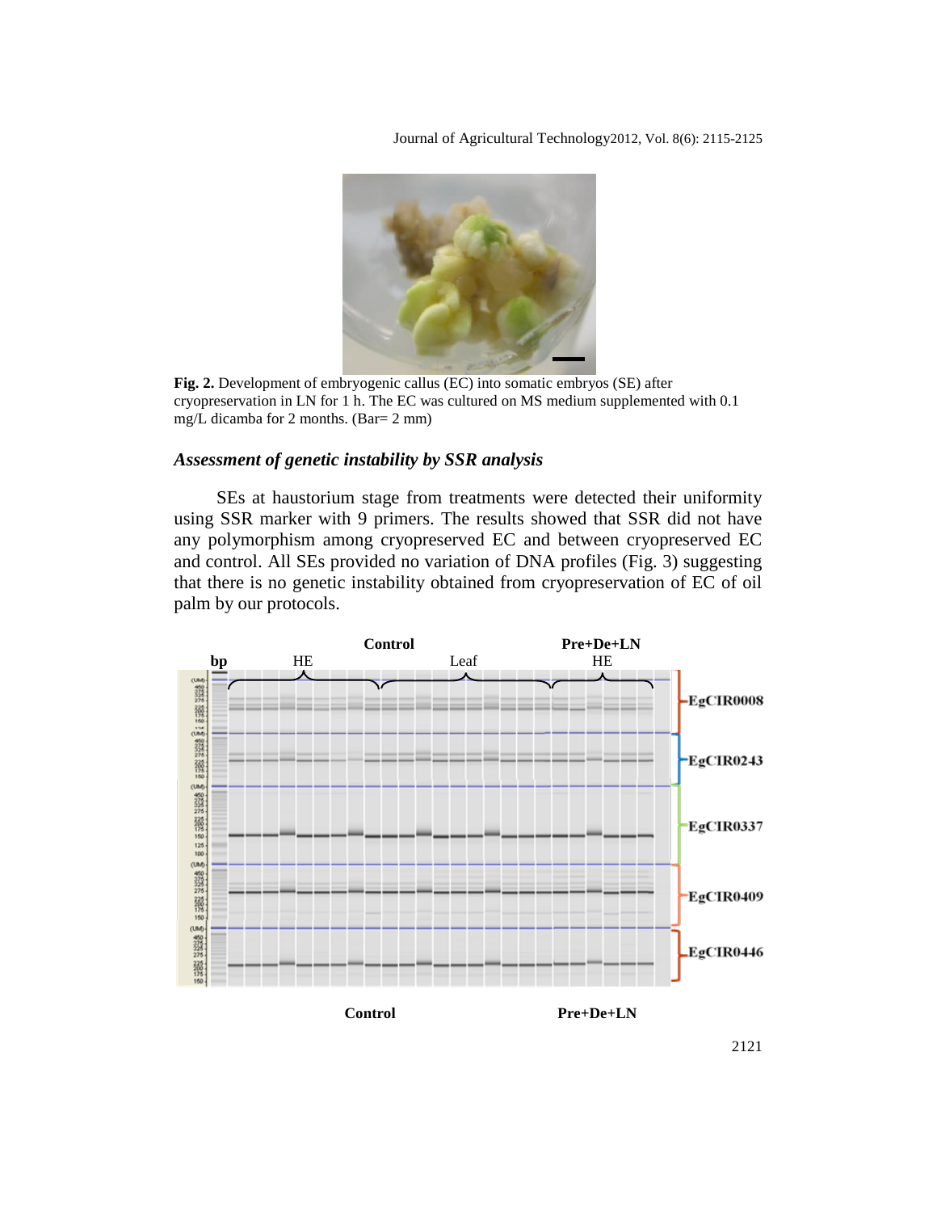**Fig. 2.** Development of embryogenic callus (EC) into somatic embryos (SE) after cryopreservation in LN for 1 h. The EC was cultured on MS medium supplemented with 0.1 mg/L dicamba for 2 months. (Bar= 2 mm)

### *Assessment of genetic instability by SSR analysis*

SEs at haustorium stage from treatments were detected their uniformity using SSR marker with 9 primers. The results showed that SSR did not have any polymorphism among cryopreserved EC and between cryopreserved EC and control. All SEs provided no variation of DNA profiles (Fig. 3) suggesting that there is no genetic instability obtained from cryopreservation of EC of oil palm by our protocols.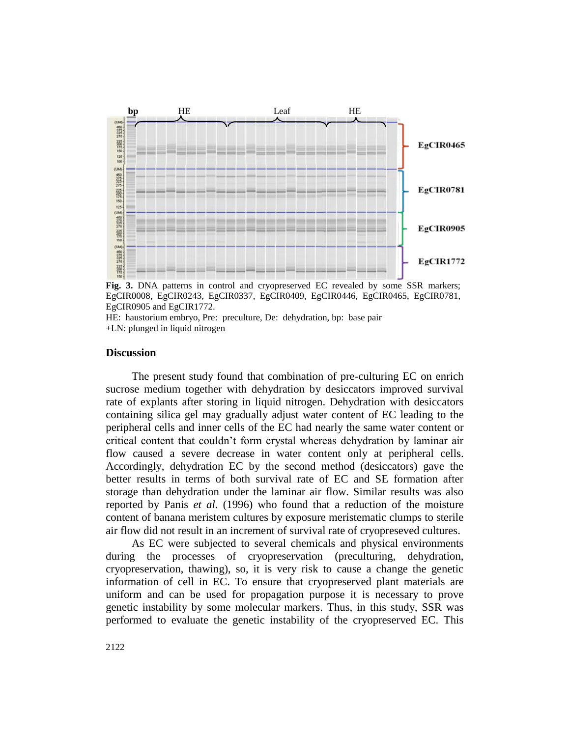**Fig. 3.** DNA patterns in control and cryopreserved EC revealed by some SSR markers; EgCIR0008, EgCIR0243, EgCIR0337, EgCIR0409, EgCIR0446, EgCIR0465, EgCIR0781, EgCIR0905 and EgCIR1772.

HE: haustorium embryo, Pre: preculture, De: dehydration, bp: base pair
+LN: plunged in liquid nitrogen

## Discussion

The present study found that combination of pre-culturing EC on enrich sucrose medium together with dehydration by desiccators improved survival rate of explants after storing in liquid nitrogen. Dehydration with desiccators containing silica gel may gradually adjust water content of EC leading to the peripheral cells and inner cells of the EC had nearly the same water content or critical content that couldn't form crystal whereas dehydration by laminar air flow caused a severe decrease in water content only at peripheral cells. Accordingly, dehydration EC by the second method (desiccators) gave the better results in terms of both survival rate of EC and SE formation after storage than dehydration under the laminar air flow. Similar results was also reported by Panis *et al*. (1996) who found that a reduction of the moisture content of banana meristem cultures by exposure meristematic clumps to sterile air flow did not result in an increment of survival rate of cryopreseved cultures.

As EC were subjected to several chemicals and physical environments during the processes of cryopreservation (preculturing, dehydration, cryopreservation, thawing), so, it is very risk to cause a change the genetic information of cell in EC. To ensure that cryopreserved plant materials are uniform and can be used for propagation purpose it is necessary to prove genetic instability by some molecular markers. Thus, in this study, SSR was performed to evaluate the genetic instability of the cryopreserved EC. This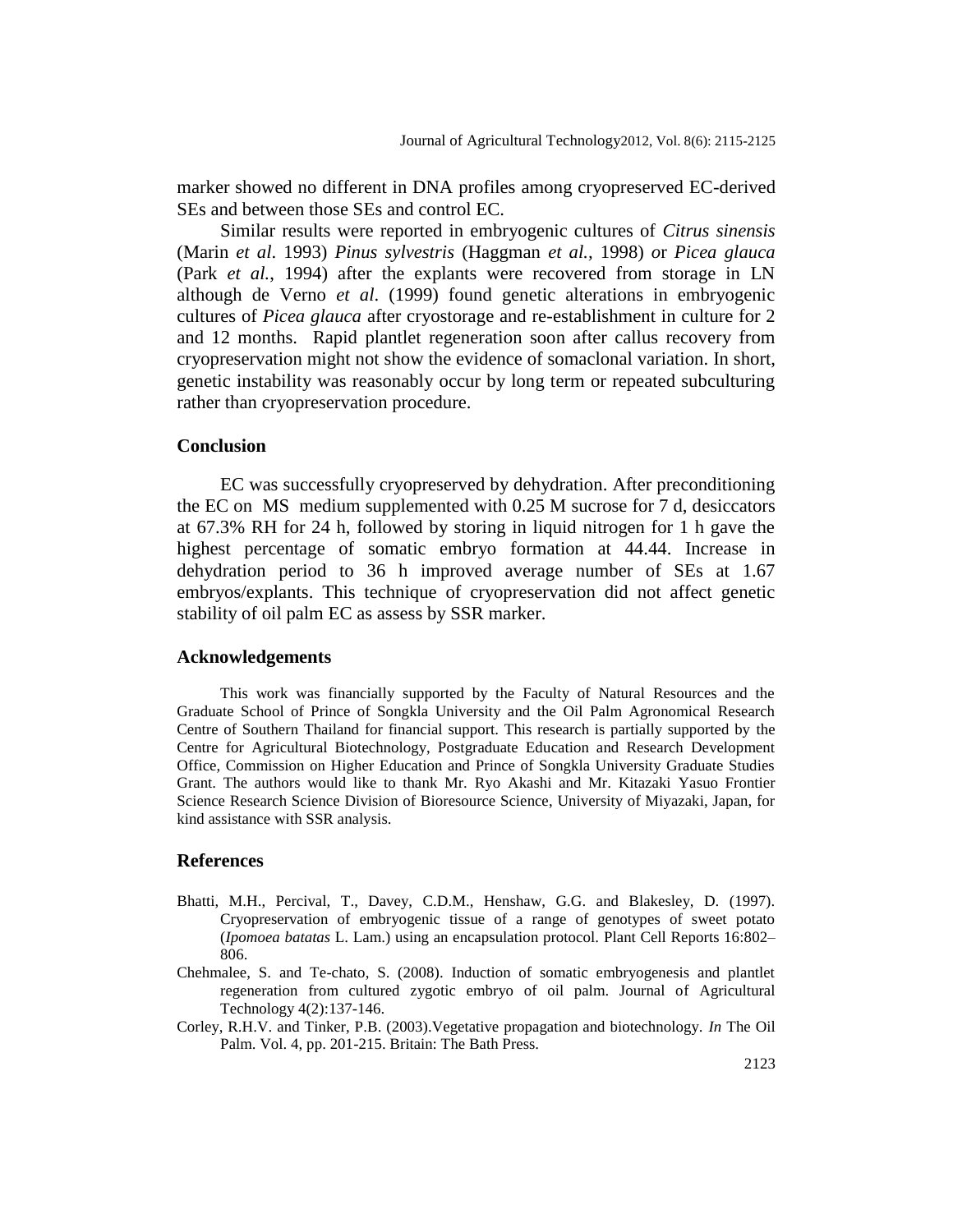marker showed no different in DNA profiles among cryopreserved EC-derived SEs and between those SEs and control EC.

Similar results were reported in embryogenic cultures of *Citrus sinensis* (Marin *et al*. 1993) *Pinus sylvestris* (Haggman *et al.,* 1998) *or Picea glauca* (Park *et al.*, 1994) after the explants were recovered from storage in LN although de Verno *et al*. (1999) found genetic alterations in embryogenic cultures of *Picea glauca* after cryostorage and re-establishment in culture for 2 and 12 months. Rapid plantlet regeneration soon after callus recovery from cryopreservation might not show the evidence of somaclonal variation. In short, genetic instability was reasonably occur by long term or repeated subculturing rather than cryopreservation procedure.

## Conclusion

EC was successfully cryopreserved by dehydration. After preconditioning the EC on MS medium supplemented with 0.25 M sucrose for 7 d, desiccators at 67.3% RH for 24 h, followed by storing in liquid nitrogen for 1 h gave the highest percentage of somatic embryo formation at 44.44. Increase in dehydration period to 36 h improved average number of SEs at 1.67 embryos/explants. This technique of cryopreservation did not affect genetic stability of oil palm EC as assess by SSR marker.

## Acknowledgements

This work was financially supported by the Faculty of Natural Resources and the Graduate School of Prince of Songkla University and the Oil Palm Agronomical Research Centre of Southern Thailand for financial support. This research is partially supported by the Centre for Agricultural Biotechnology, Postgraduate Education and Research Development Office, Commission on Higher Education and Prince of Songkla University Graduate Studies Grant. The authors would like to thank Mr. Ryo Akashi and Mr. Kitazaki Yasuo Frontier Science Research Science Division of Bioresource Science, University of Miyazaki, Japan, for kind assistance with SSR analysis.

## References

Bhatti, M.H., Percival, T., Davey, C.D.M., Henshaw, G.G. and Blakesley, D. (1997). Cryopreservation of embryogenic tissue of a range of genotypes of sweet potato (*Ipomoea batatas* L. Lam.) using an encapsulation protocol. Plant Cell Reports 16:802–806.

Chehmalee, S. and Te-chato, S. (2008). Induction of somatic embryogenesis and plantlet regeneration from cultured zygotic embryo of oil palm. Journal of Agricultural Technology 4(2):137-146.

Corley, R.H.V. and Tinker, P.B. (2003).Vegetative propagation and biotechnology. *In* The Oil Palm. Vol. 4, pp. 201-215. Britain: The Bath Press.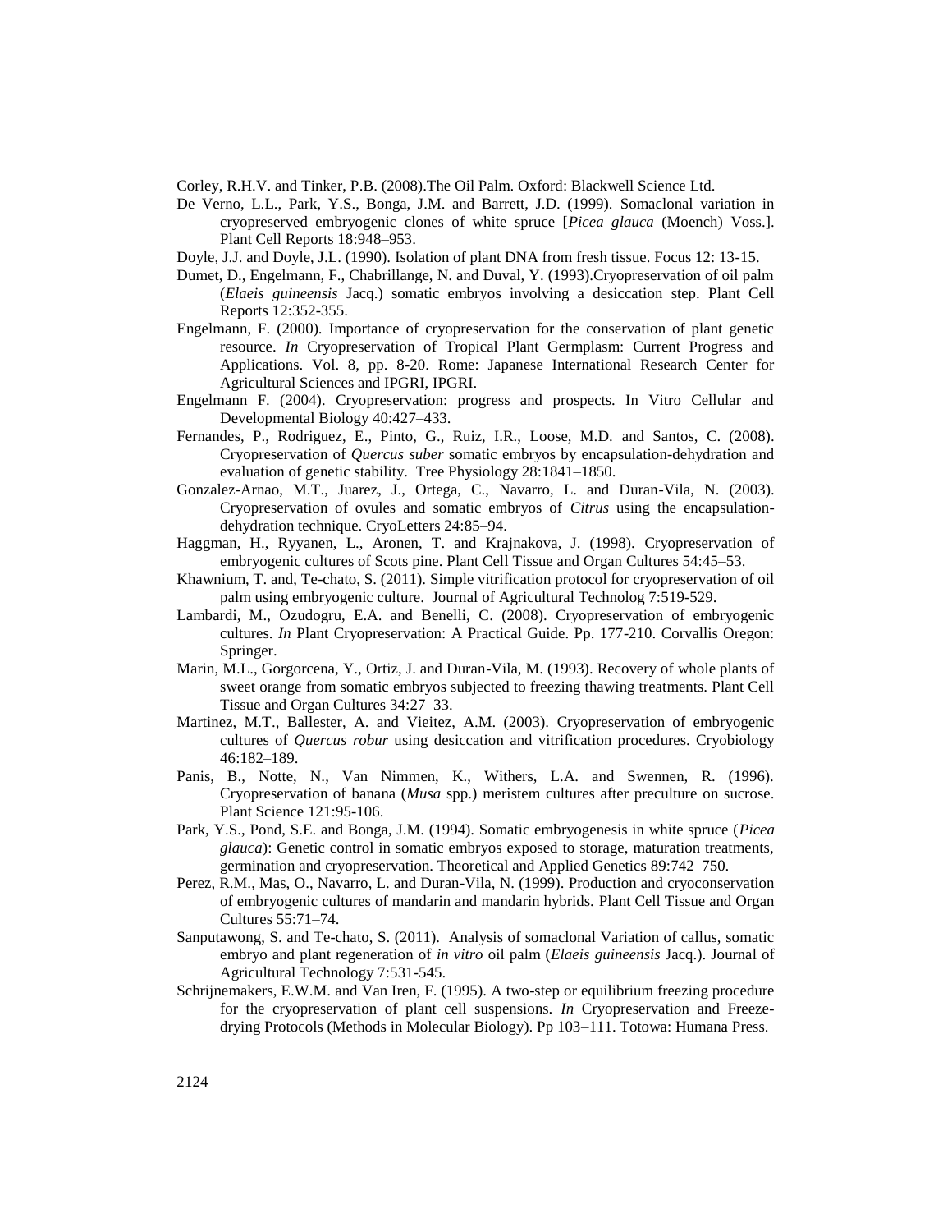Corley, R.H.V. and Tinker, P.B. (2008).The Oil Palm. Oxford: Blackwell Science Ltd.

De Verno, L.L., Park, Y.S., Bonga, J.M. and Barrett, J.D. (1999). Somaclonal variation in cryopreserved embryogenic clones of white spruce [*Picea glauca* (Moench) Voss.]. Plant Cell Reports 18:948–953.

Doyle, J.J. and Doyle, J.L. (1990). Isolation of plant DNA from fresh tissue. Focus 12: 13-15.

Dumet, D., Engelmann, F., Chabrillange, N. and Duval, Y. (1993).Cryopreservation of oil palm (*Elaeis guineensis* Jacq.) somatic embryos involving a desiccation step. Plant Cell Reports 12:352-355.

Engelmann, F. (2000). Importance of cryopreservation for the conservation of plant genetic resource. *In* Cryopreservation of Tropical Plant Germplasm: Current Progress and Applications. Vol. 8, pp. 8-20. Rome: Japanese International Research Center for Agricultural Sciences and IPGRI, IPGRI.

Engelmann F. (2004). Cryopreservation: progress and prospects. In Vitro Cellular and Developmental Biology 40:427–433.

Fernandes, P., Rodriguez, E., Pinto, G., Ruiz, I.R., Loose, M.D. and Santos, C. (2008). Cryopreservation of *Quercus suber* somatic embryos by encapsulation-dehydration and evaluation of genetic stability. Tree Physiology 28:1841–1850.

Gonzalez-Arnao, M.T., Juarez, J., Ortega, C., Navarro, L. and Duran-Vila, N. (2003). Cryopreservation of ovules and somatic embryos of *Citrus* using the encapsulation-dehydration technique. CryoLetters 24:85–94.

Haggman, H., Ryyanen, L., Aronen, T. and Krajnakova, J. (1998). Cryopreservation of embryogenic cultures of Scots pine. Plant Cell Tissue and Organ Cultures 54:45–53.

Khawnium, T. and, Te-chato, S. (2011). Simple vitrification protocol for cryopreservation of oil palm using embryogenic culture. Journal of Agricultural Technolog 7:519-529.

Lambardi, M., Ozudogru, E.A. and Benelli, C. (2008). Cryopreservation of embryogenic cultures. *In* Plant Cryopreservation: A Practical Guide. Pp. 177-210. Corvallis Oregon: Springer.

Marin, M.L., Gorgorcena, Y., Ortiz, J. and Duran-Vila, M. (1993). Recovery of whole plants of sweet orange from somatic embryos subjected to freezing thawing treatments. Plant Cell Tissue and Organ Cultures 34:27–33.

Martinez, M.T., Ballester, A. and Vieitez, A.M. (2003). Cryopreservation of embryogenic cultures of *Quercus robur* using desiccation and vitrification procedures. Cryobiology 46:182–189.

Panis, B., Notte, N., Van Nimmen, K., Withers, L.A. and Swennen, R. (1996). Cryopreservation of banana (*Musa* spp.) meristem cultures after preculture on sucrose. Plant Science 121:95-106.

Park, Y.S., Pond, S.E. and Bonga, J.M. (1994). Somatic embryogenesis in white spruce (*Picea glauca*): Genetic control in somatic embryos exposed to storage, maturation treatments, germination and cryopreservation. Theoretical and Applied Genetics 89:742–750.

Perez, R.M., Mas, O., Navarro, L. and Duran-Vila, N. (1999). Production and cryoconservation of embryogenic cultures of mandarin and mandarin hybrids. Plant Cell Tissue and Organ Cultures 55:71–74.

Sanputawong, S. and Te-chato, S. (2011). Analysis of somaclonal Variation of callus, somatic embryo and plant regeneration of *in vitro* oil palm (*Elaeis guineensis* Jacq.). Journal of Agricultural Technology 7:531-545.

Schrijnemakers, E.W.M. and Van Iren, F. (1995). A two-step or equilibrium freezing procedure for the cryopreservation of plant cell suspensions. *In* Cryopreservation and Freeze-drying Protocols (Methods in Molecular Biology). Pp 103–111. Totowa: Humana Press.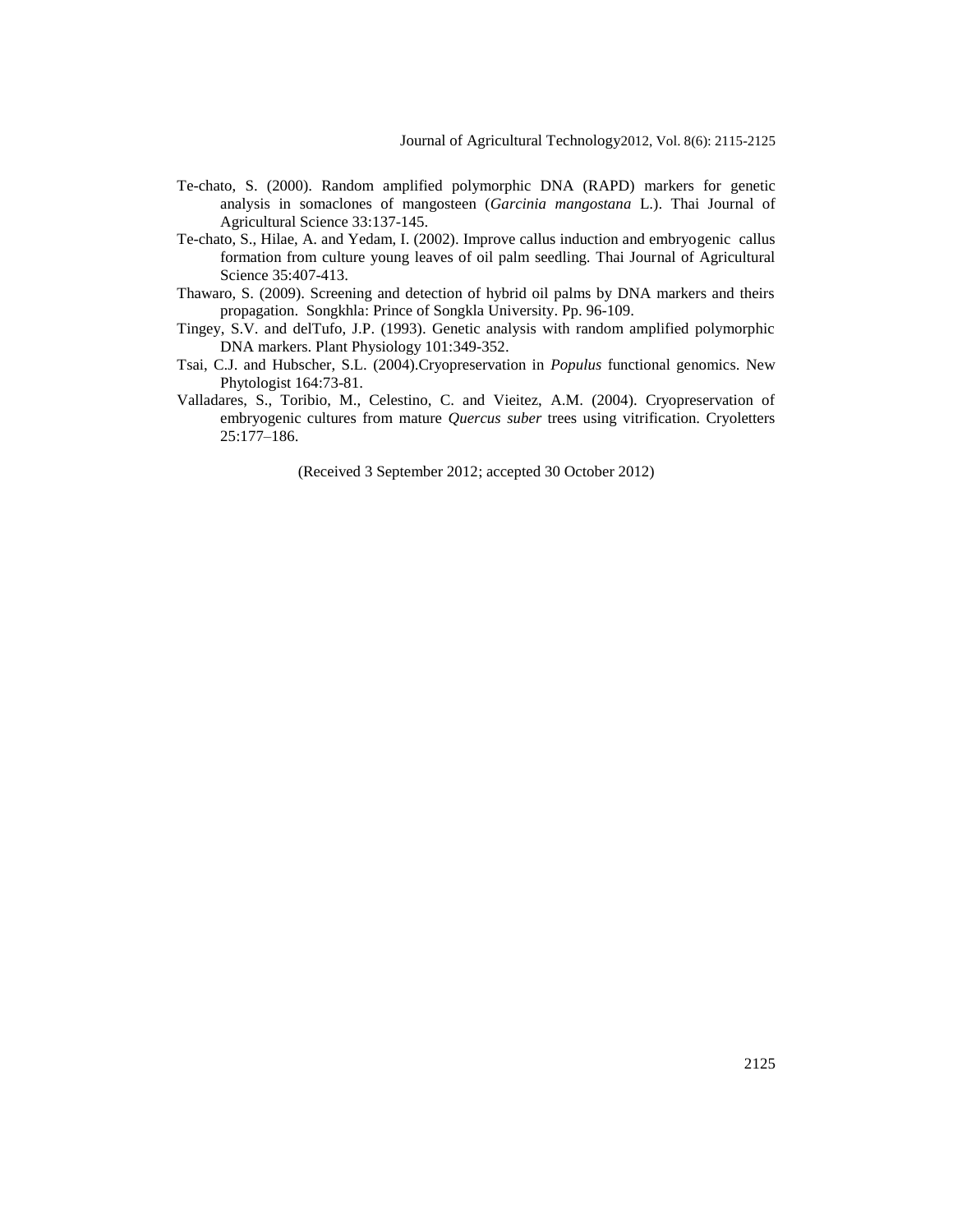Te-chato, S. (2000). Random amplified polymorphic DNA (RAPD) markers for genetic analysis in somaclones of mangosteen (*Garcinia mangostana* L.). Thai Journal of Agricultural Science 33:137-145.

Te-chato, S., Hilae, A. and Yedam, I. (2002). Improve callus induction and embryogenic callus formation from culture young leaves of oil palm seedling. Thai Journal of Agricultural Science 35:407-413.

Thawaro, S. (2009). Screening and detection of hybrid oil palms by DNA markers and theirs propagation. Songkhla: Prince of Songkla University. Pp. 96-109.

Tingey, S.V. and delTufo, J.P. (1993). Genetic analysis with random amplified polymorphic DNA markers. Plant Physiology 101:349-352.

Tsai, C.J. and Hubscher, S.L. (2004).Cryopreservation in *Populus* functional genomics. New Phytologist 164:73-81.

Valladares, S., Toribio, M., Celestino, C. and Vieitez, A.M. (2004). Cryopreservation of embryogenic cultures from mature *Quercus suber* trees using vitrification. Cryoletters 25:177–186.

(Received 3 September 2012; accepted 30 October 2012)